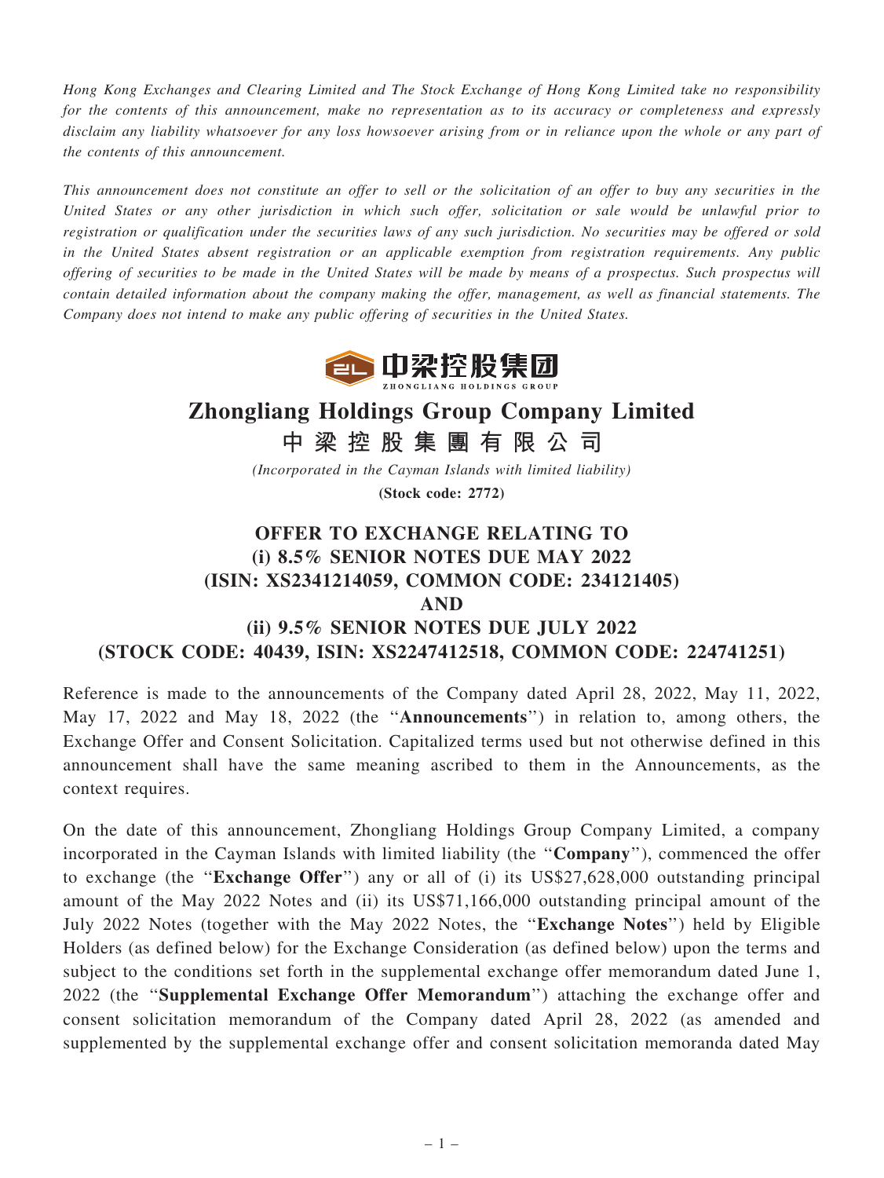*Hong Kong Exchanges and Clearing Limited and The Stock Exchange of Hong Kong Limited take no responsibility for the contents of this announcement, make no representation as to its accuracy or completeness and expressly disclaim any liability whatsoever for any loss howsoever arising from or in reliance upon the whole or any part of the contents of this announcement.*

*This announcement does not constitute an offer to sell or the solicitation of an offer to buy any securities in the United States or any other jurisdiction in which such offer, solicitation or sale would be unlawful prior to registration or qualification under the securities laws of any such jurisdiction. No securities may be offered or sold in the United States absent registration or an applicable exemption from registration requirements. Any public offering of securities to be made in the United States will be made by means of a prospectus. Such prospectus will contain detailed information about the company making the offer, management, as well as financial statements. The Company does not intend to make any public offering of securities in the United States.*

中梁控股集团
ZHONGLIANG HOLDINGS GROUP

# Zhongliang Holdings Group Company Limited

# 中梁控股集團有限公司

*(Incorporated in the Cayman Islands with limited liability)*

**(Stock code: 2772)**

## OFFER TO EXCHANGE RELATING TO (i) 8.5% SENIOR NOTES DUE MAY 2022 (ISIN: XS2341214059, COMMON CODE: 234121405) AND (ii) 9.5% SENIOR NOTES DUE JULY 2022 (STOCK CODE: 40439, ISIN: XS2247412518, COMMON CODE: 224741251)

Reference is made to the announcements of the Company dated April 28, 2022, May 11, 2022, May 17, 2022 and May 18, 2022 (the "**Announcements**") in relation to, among others, the Exchange Offer and Consent Solicitation. Capitalized terms used but not otherwise defined in this announcement shall have the same meaning ascribed to them in the Announcements, as the context requires.

On the date of this announcement, Zhongliang Holdings Group Company Limited, a company incorporated in the Cayman Islands with limited liability (the "**Company**"), commenced the offer to exchange (the "**Exchange Offer**") any or all of (i) its US$27,628,000 outstanding principal amount of the May 2022 Notes and (ii) its US$71,166,000 outstanding principal amount of the July 2022 Notes (together with the May 2022 Notes, the "**Exchange Notes**") held by Eligible Holders (as defined below) for the Exchange Consideration (as defined below) upon the terms and subject to the conditions set forth in the supplemental exchange offer memorandum dated June 1, 2022 (the "**Supplemental Exchange Offer Memorandum**") attaching the exchange offer and consent solicitation memorandum of the Company dated April 28, 2022 (as amended and supplemented by the supplemental exchange offer and consent solicitation memoranda dated May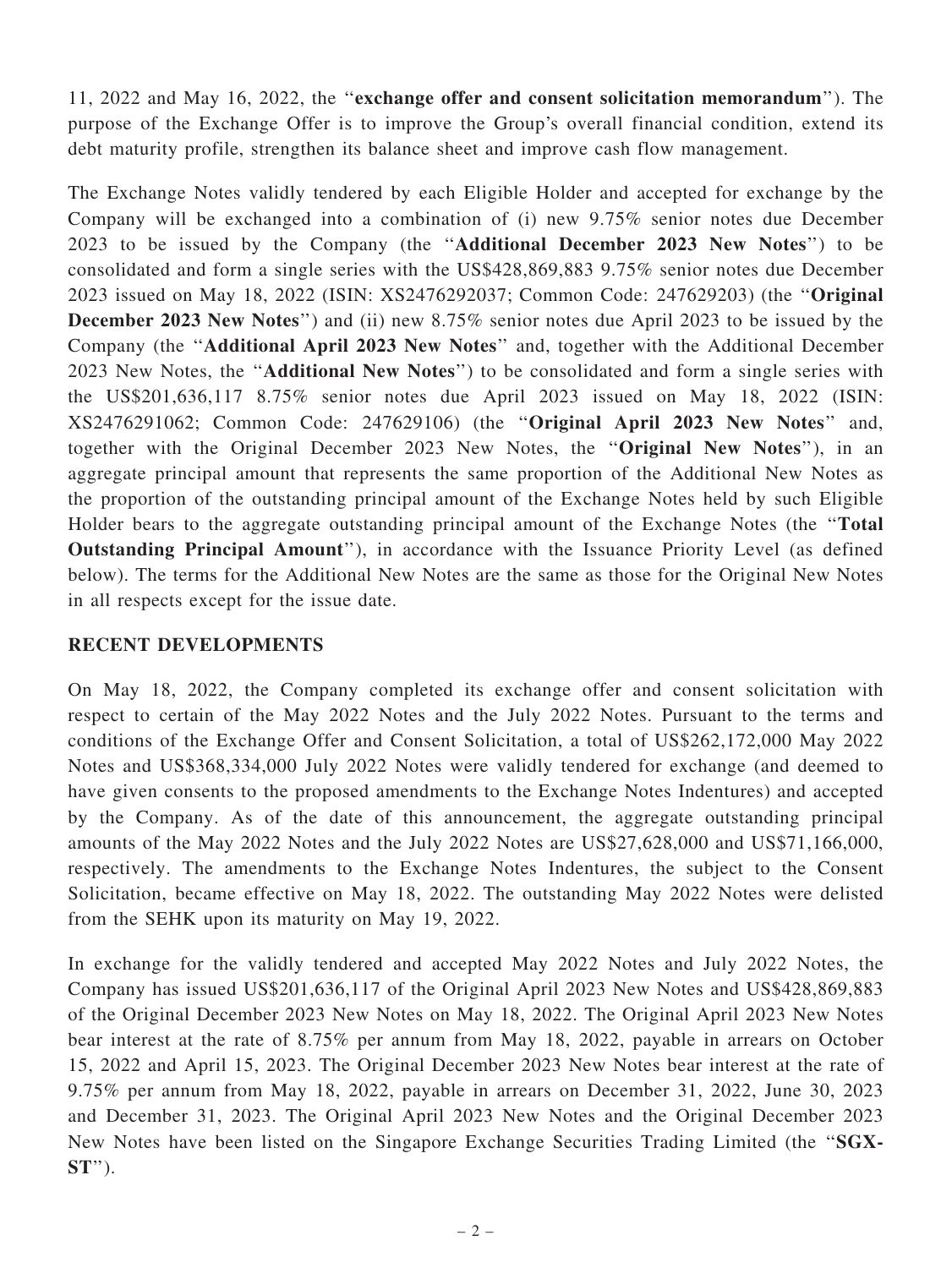11, 2022 and May 16, 2022, the "**exchange offer and consent solicitation memorandum**"). The purpose of the Exchange Offer is to improve the Group's overall financial condition, extend its debt maturity profile, strengthen its balance sheet and improve cash flow management.

The Exchange Notes validly tendered by each Eligible Holder and accepted for exchange by the Company will be exchanged into a combination of (i) new 9.75% senior notes due December 2023 to be issued by the Company (the "**Additional December 2023 New Notes**") to be consolidated and form a single series with the US$428,869,883 9.75% senior notes due December 2023 issued on May 18, 2022 (ISIN: XS2476292037; Common Code: 247629203) (the "**Original December 2023 New Notes**") and (ii) new 8.75% senior notes due April 2023 to be issued by the Company (the "**Additional April 2023 New Notes**" and, together with the Additional December 2023 New Notes, the "**Additional New Notes**") to be consolidated and form a single series with the US$201,636,117 8.75% senior notes due April 2023 issued on May 18, 2022 (ISIN: XS2476291062; Common Code: 247629106) (the "**Original April 2023 New Notes**" and, together with the Original December 2023 New Notes, the "**Original New Notes**"), in an aggregate principal amount that represents the same proportion of the Additional New Notes as the proportion of the outstanding principal amount of the Exchange Notes held by such Eligible Holder bears to the aggregate outstanding principal amount of the Exchange Notes (the "**Total Outstanding Principal Amount**"), in accordance with the Issuance Priority Level (as defined below). The terms for the Additional New Notes are the same as those for the Original New Notes in all respects except for the issue date.

## RECENT DEVELOPMENTS

On May 18, 2022, the Company completed its exchange offer and consent solicitation with respect to certain of the May 2022 Notes and the July 2022 Notes. Pursuant to the terms and conditions of the Exchange Offer and Consent Solicitation, a total of US$262,172,000 May 2022 Notes and US$368,334,000 July 2022 Notes were validly tendered for exchange (and deemed to have given consents to the proposed amendments to the Exchange Notes Indentures) and accepted by the Company. As of the date of this announcement, the aggregate outstanding principal amounts of the May 2022 Notes and the July 2022 Notes are US$27,628,000 and US$71,166,000, respectively. The amendments to the Exchange Notes Indentures, the subject to the Consent Solicitation, became effective on May 18, 2022. The outstanding May 2022 Notes were delisted from the SEHK upon its maturity on May 19, 2022.

In exchange for the validly tendered and accepted May 2022 Notes and July 2022 Notes, the Company has issued US$201,636,117 of the Original April 2023 New Notes and US$428,869,883 of the Original December 2023 New Notes on May 18, 2022. The Original April 2023 New Notes bear interest at the rate of 8.75% per annum from May 18, 2022, payable in arrears on October 15, 2022 and April 15, 2023. The Original December 2023 New Notes bear interest at the rate of 9.75% per annum from May 18, 2022, payable in arrears on December 31, 2022, June 30, 2023 and December 31, 2023. The Original April 2023 New Notes and the Original December 2023 New Notes have been listed on the Singapore Exchange Securities Trading Limited (the "**SGX-ST**").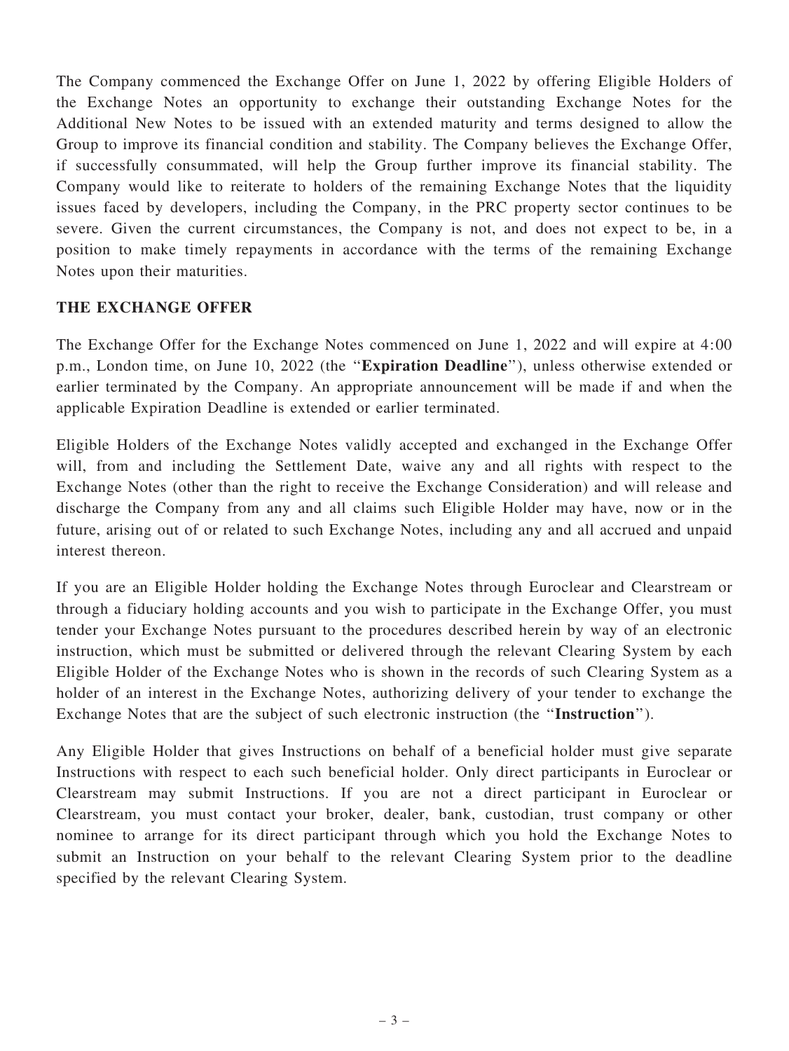The Company commenced the Exchange Offer on June 1, 2022 by offering Eligible Holders of the Exchange Notes an opportunity to exchange their outstanding Exchange Notes for the Additional New Notes to be issued with an extended maturity and terms designed to allow the Group to improve its financial condition and stability. The Company believes the Exchange Offer, if successfully consummated, will help the Group further improve its financial stability. The Company would like to reiterate to holders of the remaining Exchange Notes that the liquidity issues faced by developers, including the Company, in the PRC property sector continues to be severe. Given the current circumstances, the Company is not, and does not expect to be, in a position to make timely repayments in accordance with the terms of the remaining Exchange Notes upon their maturities.

## THE EXCHANGE OFFER

The Exchange Offer for the Exchange Notes commenced on June 1, 2022 and will expire at 4:00 p.m., London time, on June 10, 2022 (the "**Expiration Deadline**"), unless otherwise extended or earlier terminated by the Company. An appropriate announcement will be made if and when the applicable Expiration Deadline is extended or earlier terminated.

Eligible Holders of the Exchange Notes validly accepted and exchanged in the Exchange Offer will, from and including the Settlement Date, waive any and all rights with respect to the Exchange Notes (other than the right to receive the Exchange Consideration) and will release and discharge the Company from any and all claims such Eligible Holder may have, now or in the future, arising out of or related to such Exchange Notes, including any and all accrued and unpaid interest thereon.

If you are an Eligible Holder holding the Exchange Notes through Euroclear and Clearstream or through a fiduciary holding accounts and you wish to participate in the Exchange Offer, you must tender your Exchange Notes pursuant to the procedures described herein by way of an electronic instruction, which must be submitted or delivered through the relevant Clearing System by each Eligible Holder of the Exchange Notes who is shown in the records of such Clearing System as a holder of an interest in the Exchange Notes, authorizing delivery of your tender to exchange the Exchange Notes that are the subject of such electronic instruction (the "**Instruction**").

Any Eligible Holder that gives Instructions on behalf of a beneficial holder must give separate Instructions with respect to each such beneficial holder. Only direct participants in Euroclear or Clearstream may submit Instructions. If you are not a direct participant in Euroclear or Clearstream, you must contact your broker, dealer, bank, custodian, trust company or other nominee to arrange for its direct participant through which you hold the Exchange Notes to submit an Instruction on your behalf to the relevant Clearing System prior to the deadline specified by the relevant Clearing System.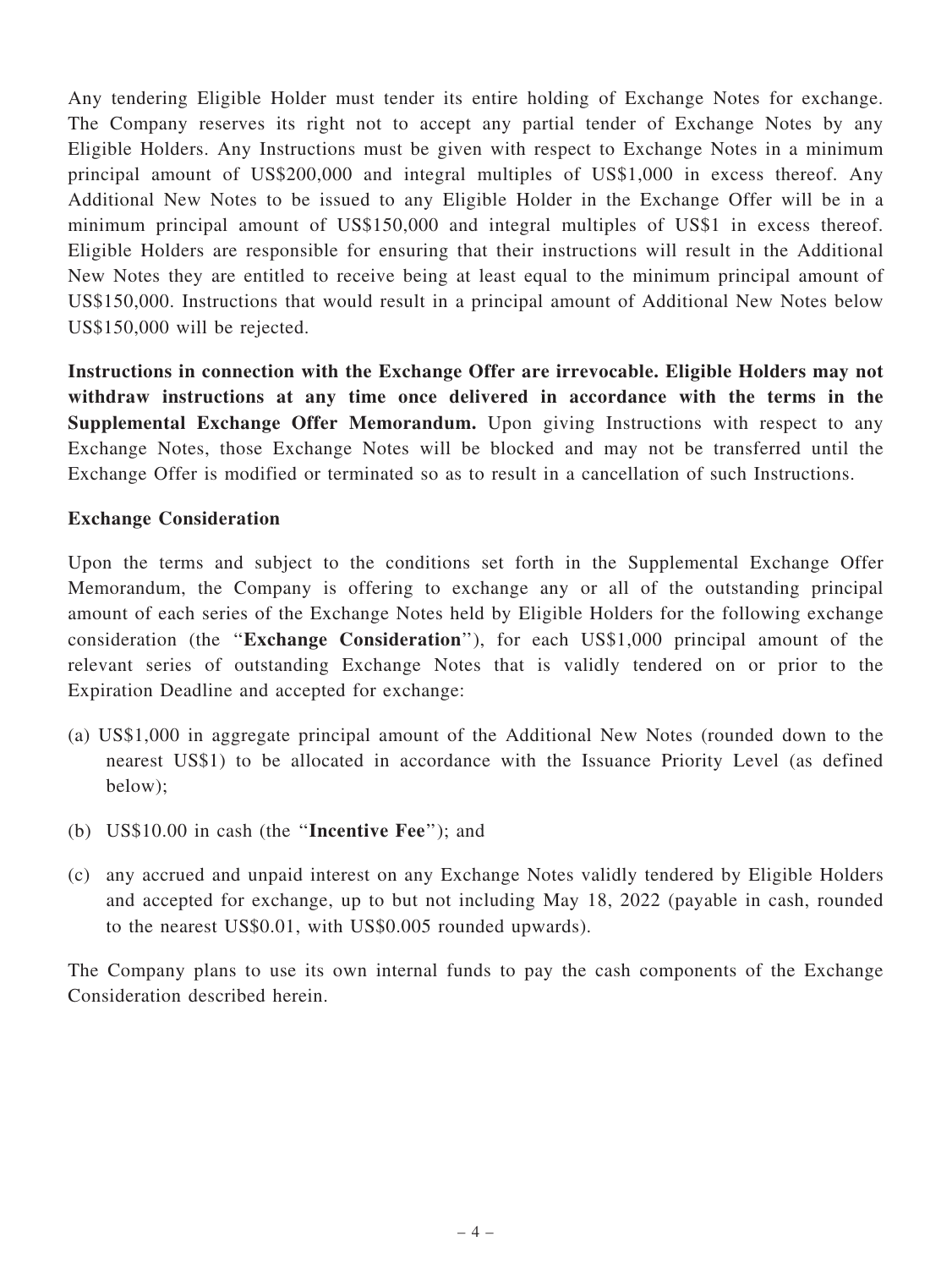Any tendering Eligible Holder must tender its entire holding of Exchange Notes for exchange. The Company reserves its right not to accept any partial tender of Exchange Notes by any Eligible Holders. Any Instructions must be given with respect to Exchange Notes in a minimum principal amount of US$200,000 and integral multiples of US$1,000 in excess thereof. Any Additional New Notes to be issued to any Eligible Holder in the Exchange Offer will be in a minimum principal amount of US$150,000 and integral multiples of US$1 in excess thereof. Eligible Holders are responsible for ensuring that their instructions will result in the Additional New Notes they are entitled to receive being at least equal to the minimum principal amount of US$150,000. Instructions that would result in a principal amount of Additional New Notes below US$150,000 will be rejected.

**Instructions in connection with the Exchange Offer are irrevocable. Eligible Holders may not withdraw instructions at any time once delivered in accordance with the terms in the Supplemental Exchange Offer Memorandum.** Upon giving Instructions with respect to any Exchange Notes, those Exchange Notes will be blocked and may not be transferred until the Exchange Offer is modified or terminated so as to result in a cancellation of such Instructions.

**Exchange Consideration**

Upon the terms and subject to the conditions set forth in the Supplemental Exchange Offer Memorandum, the Company is offering to exchange any or all of the outstanding principal amount of each series of the Exchange Notes held by Eligible Holders for the following exchange consideration (the "**Exchange Consideration**"), for each US$1,000 principal amount of the relevant series of outstanding Exchange Notes that is validly tendered on or prior to the Expiration Deadline and accepted for exchange:

(a) US$1,000 in aggregate principal amount of the Additional New Notes (rounded down to the nearest US$1) to be allocated in accordance with the Issuance Priority Level (as defined below);

(b) US$10.00 in cash (the "**Incentive Fee**"); and

(c) any accrued and unpaid interest on any Exchange Notes validly tendered by Eligible Holders and accepted for exchange, up to but not including May 18, 2022 (payable in cash, rounded to the nearest US$0.01, with US$0.005 rounded upwards).

The Company plans to use its own internal funds to pay the cash components of the Exchange Consideration described herein.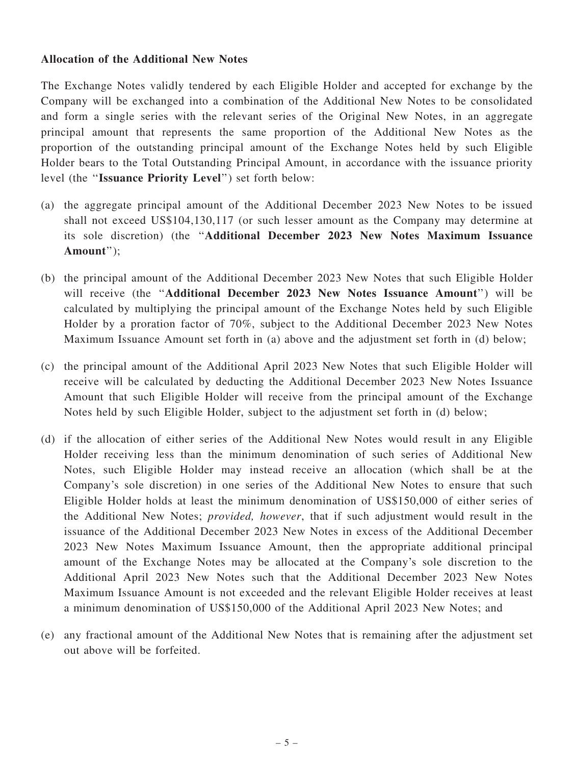**Allocation of the Additional New Notes**

The Exchange Notes validly tendered by each Eligible Holder and accepted for exchange by the Company will be exchanged into a combination of the Additional New Notes to be consolidated and form a single series with the relevant series of the Original New Notes, in an aggregate principal amount that represents the same proportion of the Additional New Notes as the proportion of the outstanding principal amount of the Exchange Notes held by such Eligible Holder bears to the Total Outstanding Principal Amount, in accordance with the issuance priority level (the "**Issuance Priority Level**") set forth below:

(a) the aggregate principal amount of the Additional December 2023 New Notes to be issued shall not exceed US$104,130,117 (or such lesser amount as the Company may determine at its sole discretion) (the "**Additional December 2023 New Notes Maximum Issuance Amount**");

(b) the principal amount of the Additional December 2023 New Notes that such Eligible Holder will receive (the "**Additional December 2023 New Notes Issuance Amount**") will be calculated by multiplying the principal amount of the Exchange Notes held by such Eligible Holder by a proration factor of 70%, subject to the Additional December 2023 New Notes Maximum Issuance Amount set forth in (a) above and the adjustment set forth in (d) below;

(c) the principal amount of the Additional April 2023 New Notes that such Eligible Holder will receive will be calculated by deducting the Additional December 2023 New Notes Issuance Amount that such Eligible Holder will receive from the principal amount of the Exchange Notes held by such Eligible Holder, subject to the adjustment set forth in (d) below;

(d) if the allocation of either series of the Additional New Notes would result in any Eligible Holder receiving less than the minimum denomination of such series of Additional New Notes, such Eligible Holder may instead receive an allocation (which shall be at the Company's sole discretion) in one series of the Additional New Notes to ensure that such Eligible Holder holds at least the minimum denomination of US$150,000 of either series of the Additional New Notes; *provided, however*, that if such adjustment would result in the issuance of the Additional December 2023 New Notes in excess of the Additional December 2023 New Notes Maximum Issuance Amount, then the appropriate additional principal amount of the Exchange Notes may be allocated at the Company's sole discretion to the Additional April 2023 New Notes such that the Additional December 2023 New Notes Maximum Issuance Amount is not exceeded and the relevant Eligible Holder receives at least a minimum denomination of US$150,000 of the Additional April 2023 New Notes; and

(e) any fractional amount of the Additional New Notes that is remaining after the adjustment set out above will be forfeited.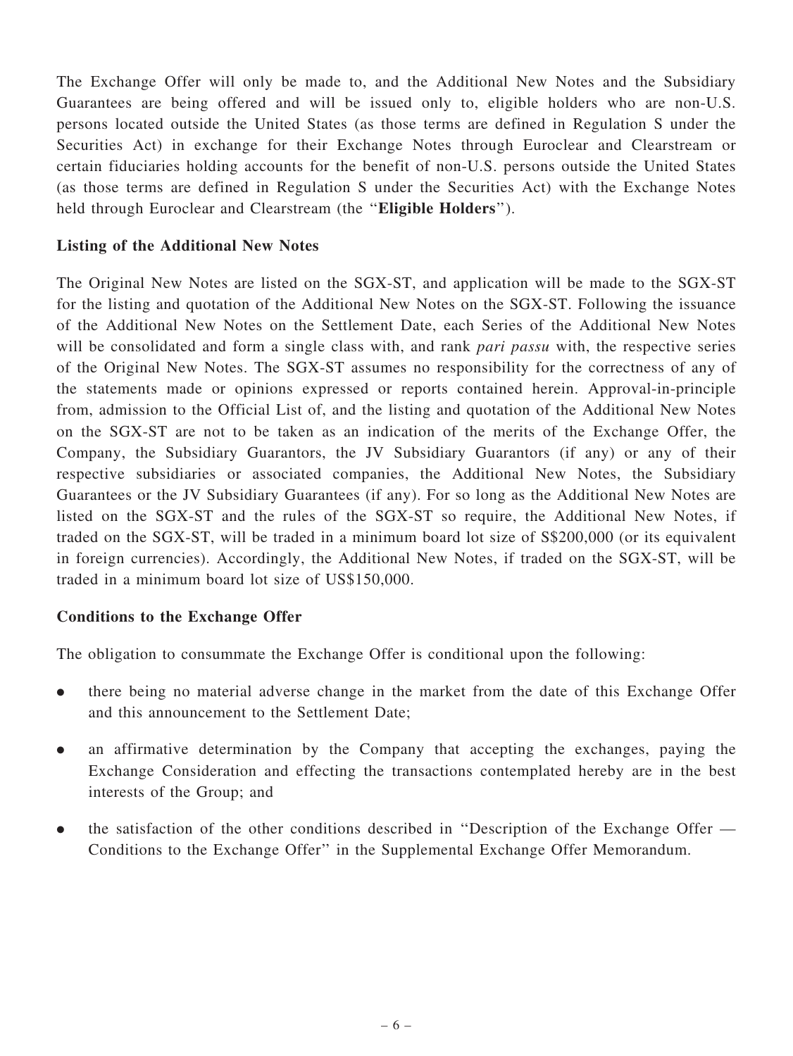The Exchange Offer will only be made to, and the Additional New Notes and the Subsidiary Guarantees are being offered and will be issued only to, eligible holders who are non-U.S. persons located outside the United States (as those terms are defined in Regulation S under the Securities Act) in exchange for their Exchange Notes through Euroclear and Clearstream or certain fiduciaries holding accounts for the benefit of non-U.S. persons outside the United States (as those terms are defined in Regulation S under the Securities Act) with the Exchange Notes held through Euroclear and Clearstream (the "**Eligible Holders**").

**Listing of the Additional New Notes**

The Original New Notes are listed on the SGX-ST, and application will be made to the SGX-ST for the listing and quotation of the Additional New Notes on the SGX-ST. Following the issuance of the Additional New Notes on the Settlement Date, each Series of the Additional New Notes will be consolidated and form a single class with, and rank *pari passu* with, the respective series of the Original New Notes. The SGX-ST assumes no responsibility for the correctness of any of the statements made or opinions expressed or reports contained herein. Approval-in-principle from, admission to the Official List of, and the listing and quotation of the Additional New Notes on the SGX-ST are not to be taken as an indication of the merits of the Exchange Offer, the Company, the Subsidiary Guarantors, the JV Subsidiary Guarantors (if any) or any of their respective subsidiaries or associated companies, the Additional New Notes, the Subsidiary Guarantees or the JV Subsidiary Guarantees (if any). For so long as the Additional New Notes are listed on the SGX-ST and the rules of the SGX-ST so require, the Additional New Notes, if traded on the SGX-ST, will be traded in a minimum board lot size of S$200,000 (or its equivalent in foreign currencies). Accordingly, the Additional New Notes, if traded on the SGX-ST, will be traded in a minimum board lot size of US$150,000.

**Conditions to the Exchange Offer**

The obligation to consummate the Exchange Offer is conditional upon the following:

- there being no material adverse change in the market from the date of this Exchange Offer and this announcement to the Settlement Date;
- an affirmative determination by the Company that accepting the exchanges, paying the Exchange Consideration and effecting the transactions contemplated hereby are in the best interests of the Group; and
- the satisfaction of the other conditions described in "Description of the Exchange Offer — Conditions to the Exchange Offer" in the Supplemental Exchange Offer Memorandum.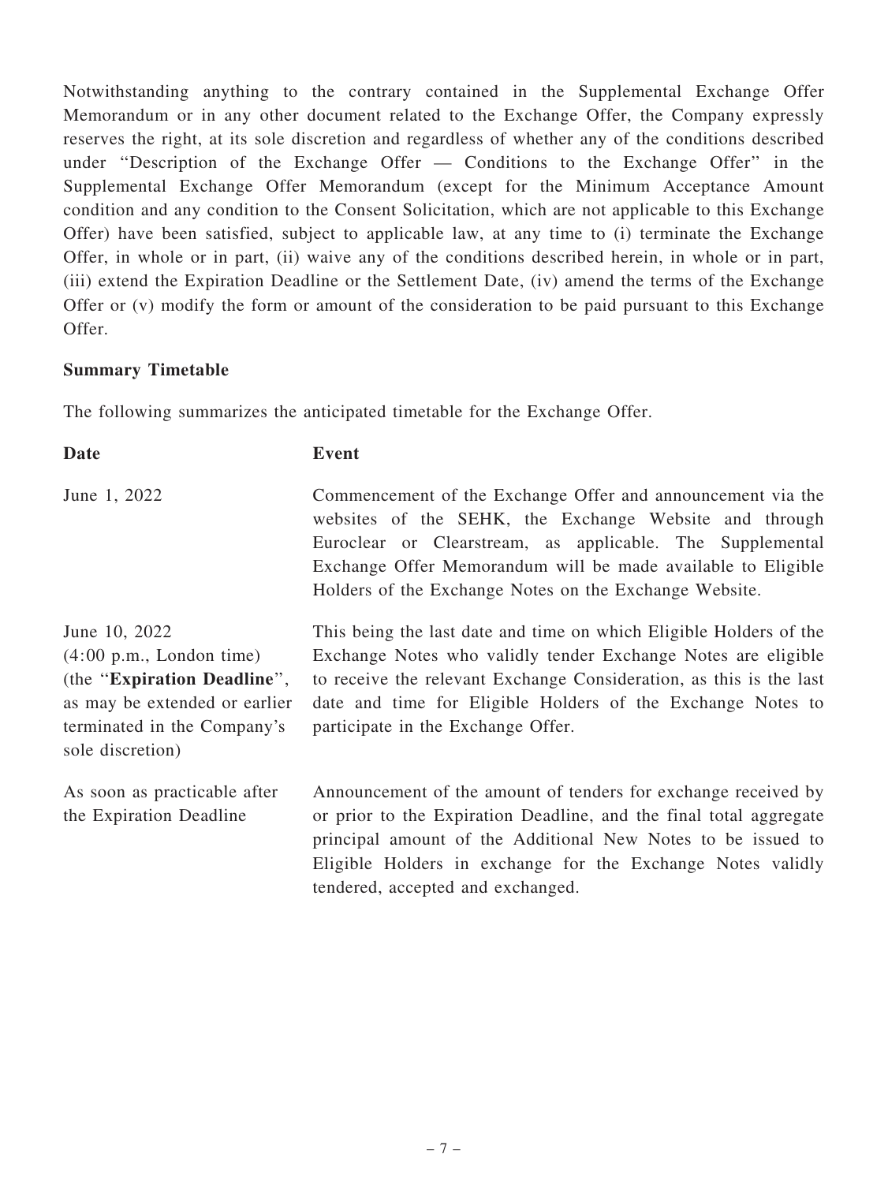Notwithstanding anything to the contrary contained in the Supplemental Exchange Offer Memorandum or in any other document related to the Exchange Offer, the Company expressly reserves the right, at its sole discretion and regardless of whether any of the conditions described under "Description of the Exchange Offer — Conditions to the Exchange Offer" in the Supplemental Exchange Offer Memorandum (except for the Minimum Acceptance Amount condition and any condition to the Consent Solicitation, which are not applicable to this Exchange Offer) have been satisfied, subject to applicable law, at any time to (i) terminate the Exchange Offer, in whole or in part, (ii) waive any of the conditions described herein, in whole or in part, (iii) extend the Expiration Deadline or the Settlement Date, (iv) amend the terms of the Exchange Offer or (v) modify the form or amount of the consideration to be paid pursuant to this Exchange Offer.

**Summary Timetable**

The following summarizes the anticipated timetable for the Exchange Offer.

| **Date** | **Event** |
|---|---|
| June 1, 2022 | Commencement of the Exchange Offer and announcement via the websites of the SEHK, the Exchange Website and through Euroclear or Clearstream, as applicable. The Supplemental Exchange Offer Memorandum will be made available to Eligible Holders of the Exchange Notes on the Exchange Website. |
| June 10, 2022 (4:00 p.m., London time) (the "**Expiration Deadline**", as may be extended or earlier terminated in the Company's sole discretion) | This being the last date and time on which Eligible Holders of the Exchange Notes who validly tender Exchange Notes are eligible to receive the relevant Exchange Consideration, as this is the last date and time for Eligible Holders of the Exchange Notes to participate in the Exchange Offer. |
| As soon as practicable after the Expiration Deadline | Announcement of the amount of tenders for exchange received by or prior to the Expiration Deadline, and the final total aggregate principal amount of the Additional New Notes to be issued to Eligible Holders in exchange for the Exchange Notes validly tendered, accepted and exchanged. |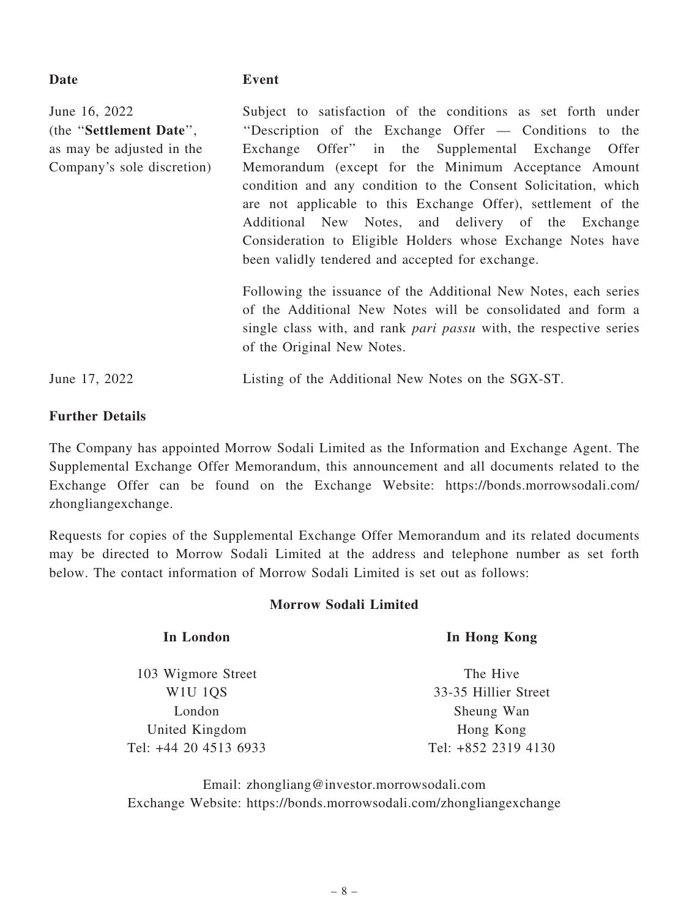| Date | Event |
| --- | --- |
| June 16, 2022 (the "**Settlement Date**", as may be adjusted in the Company's sole discretion) | Subject to satisfaction of the conditions as set forth under "Description of the Exchange Offer — Conditions to the Exchange Offer" in the Supplemental Exchange Offer Memorandum (except for the Minimum Acceptance Amount condition and any condition to the Consent Solicitation, which are not applicable to this Exchange Offer), settlement of the Additional New Notes, and delivery of the Exchange Consideration to Eligible Holders whose Exchange Notes have been validly tendered and accepted for exchange.<br><br>Following the issuance of the Additional New Notes, each series of the Additional New Notes will be consolidated and form a single class with, and rank *pari passu* with, the respective series of the Original New Notes. |
| June 17, 2022 | Listing of the Additional New Notes on the SGX-ST. |

**Further Details**

The Company has appointed Morrow Sodali Limited as the Information and Exchange Agent. The Supplemental Exchange Offer Memorandum, this announcement and all documents related to the Exchange Offer can be found on the Exchange Website: https://bonds.morrowsodali.com/zhongliangexchange.

Requests for copies of the Supplemental Exchange Offer Memorandum and its related documents may be directed to Morrow Sodali Limited at the address and telephone number as set forth below. The contact information of Morrow Sodali Limited is set out as follows:

**Morrow Sodali Limited**

**In London**

103 Wigmore Street
W1U 1QS
London
United Kingdom
Tel: +44 20 4513 6933

**In Hong Kong**

The Hive
33-35 Hillier Street
Sheung Wan
Hong Kong
Tel: +852 2319 4130

Email: zhongliang@investor.morrowsodali.com
Exchange Website: https://bonds.morrowsodali.com/zhongliangexchange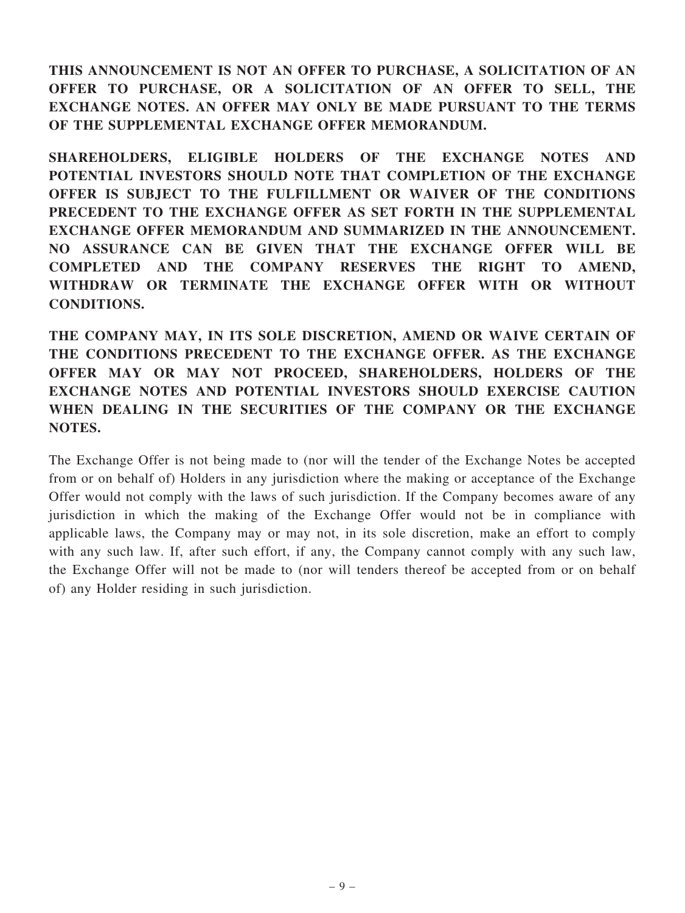**THIS ANNOUNCEMENT IS NOT AN OFFER TO PURCHASE, A SOLICITATION OF AN OFFER TO PURCHASE, OR A SOLICITATION OF AN OFFER TO SELL, THE EXCHANGE NOTES. AN OFFER MAY ONLY BE MADE PURSUANT TO THE TERMS OF THE SUPPLEMENTAL EXCHANGE OFFER MEMORANDUM.**

**SHAREHOLDERS, ELIGIBLE HOLDERS OF THE EXCHANGE NOTES AND POTENTIAL INVESTORS SHOULD NOTE THAT COMPLETION OF THE EXCHANGE OFFER IS SUBJECT TO THE FULFILLMENT OR WAIVER OF THE CONDITIONS PRECEDENT TO THE EXCHANGE OFFER AS SET FORTH IN THE SUPPLEMENTAL EXCHANGE OFFER MEMORANDUM AND SUMMARIZED IN THE ANNOUNCEMENT. NO ASSURANCE CAN BE GIVEN THAT THE EXCHANGE OFFER WILL BE COMPLETED AND THE COMPANY RESERVES THE RIGHT TO AMEND, WITHDRAW OR TERMINATE THE EXCHANGE OFFER WITH OR WITHOUT CONDITIONS.**

**THE COMPANY MAY, IN ITS SOLE DISCRETION, AMEND OR WAIVE CERTAIN OF THE CONDITIONS PRECEDENT TO THE EXCHANGE OFFER. AS THE EXCHANGE OFFER MAY OR MAY NOT PROCEED, SHAREHOLDERS, HOLDERS OF THE EXCHANGE NOTES AND POTENTIAL INVESTORS SHOULD EXERCISE CAUTION WHEN DEALING IN THE SECURITIES OF THE COMPANY OR THE EXCHANGE NOTES.**

The Exchange Offer is not being made to (nor will the tender of the Exchange Notes be accepted from or on behalf of) Holders in any jurisdiction where the making or acceptance of the Exchange Offer would not comply with the laws of such jurisdiction. If the Company becomes aware of any jurisdiction in which the making of the Exchange Offer would not be in compliance with applicable laws, the Company may or may not, in its sole discretion, make an effort to comply with any such law. If, after such effort, if any, the Company cannot comply with any such law, the Exchange Offer will not be made to (nor will tenders thereof be accepted from or on behalf of) any Holder residing in such jurisdiction.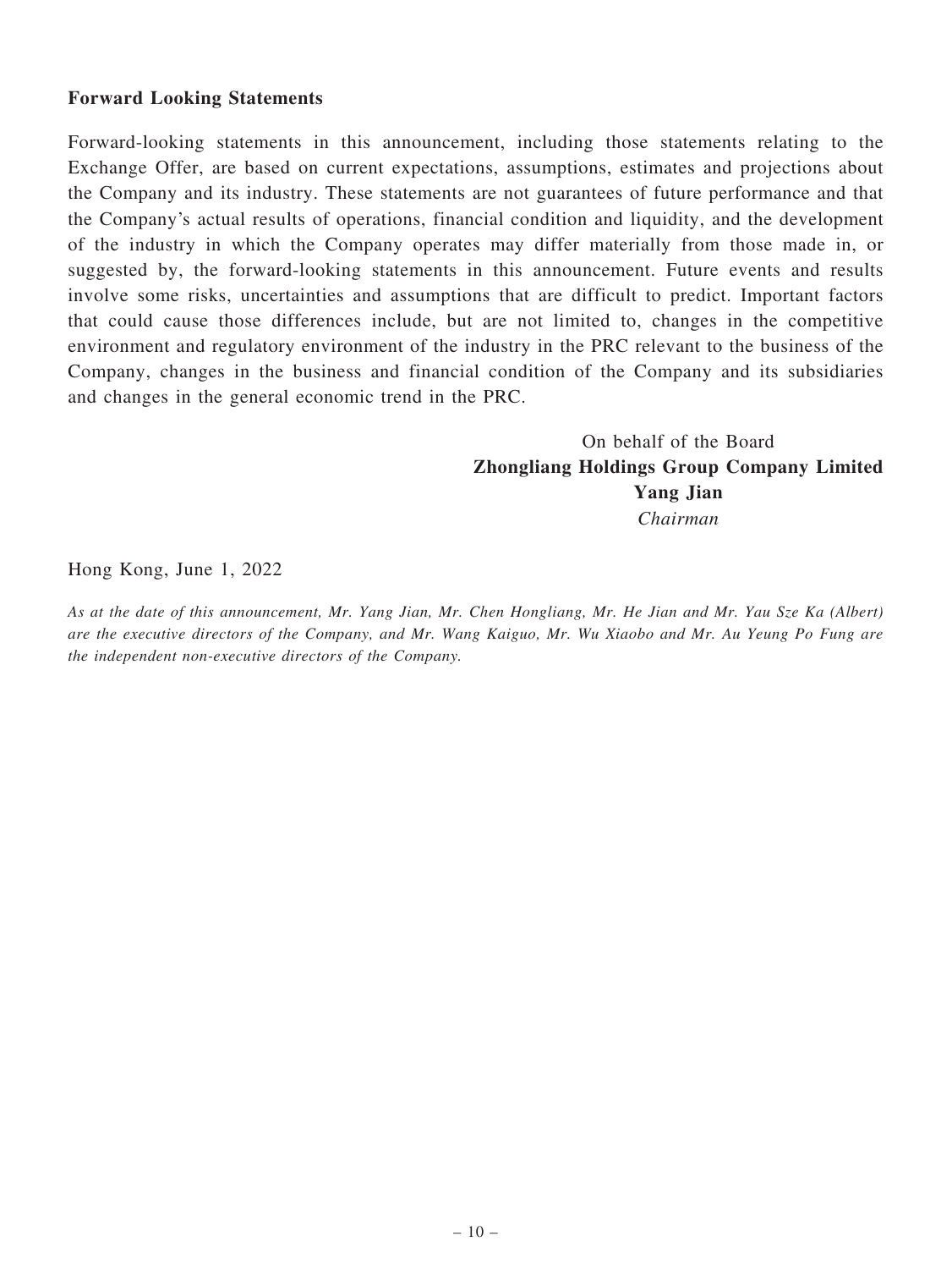**Forward Looking Statements**

Forward-looking statements in this announcement, including those statements relating to the Exchange Offer, are based on current expectations, assumptions, estimates and projections about the Company and its industry. These statements are not guarantees of future performance and that the Company's actual results of operations, financial condition and liquidity, and the development of the industry in which the Company operates may differ materially from those made in, or suggested by, the forward-looking statements in this announcement. Future events and results involve some risks, uncertainties and assumptions that are difficult to predict. Important factors that could cause those differences include, but are not limited to, changes in the competitive environment and regulatory environment of the industry in the PRC relevant to the business of the Company, changes in the business and financial condition of the Company and its subsidiaries and changes in the general economic trend in the PRC.

On behalf of the Board
**Zhongliang Holdings Group Company Limited**
**Yang Jian**
*Chairman*

Hong Kong, June 1, 2022

*As at the date of this announcement, Mr. Yang Jian, Mr. Chen Hongliang, Mr. He Jian and Mr. Yau Sze Ka (Albert) are the executive directors of the Company, and Mr. Wang Kaiguo, Mr. Wu Xiaobo and Mr. Au Yeung Po Fung are the independent non-executive directors of the Company.*